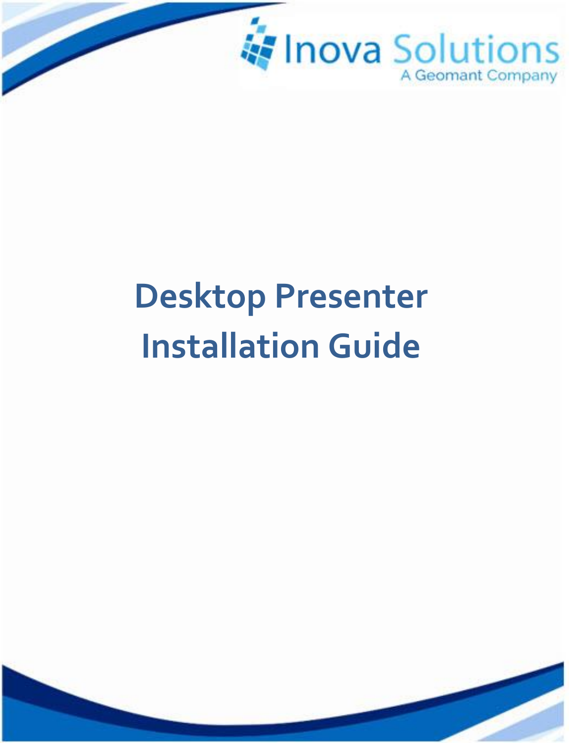Inova Solutions
A Geomant Company

# Desktop Presenter Installation Guide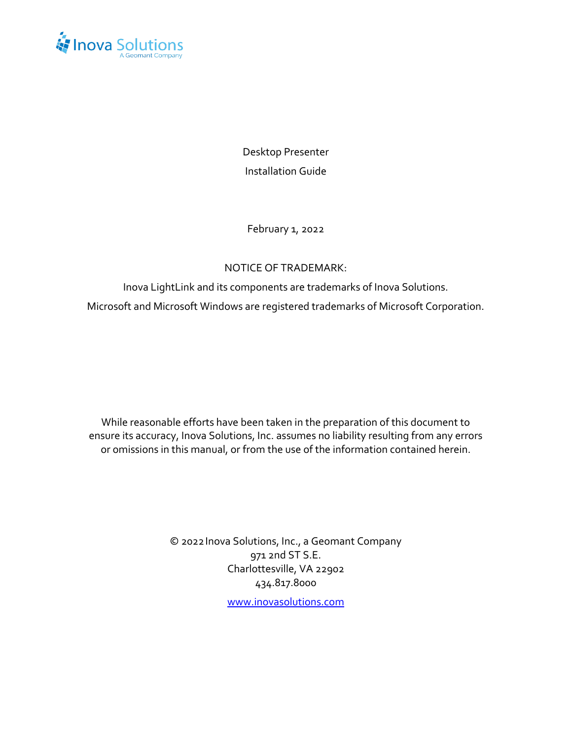Inova Solutions
A Geomant Company

Desktop Presenter

Installation Guide

February 1, 2022

NOTICE OF TRADEMARK:

Inova LightLink and its components are trademarks of Inova Solutions.

Microsoft and Microsoft Windows are registered trademarks of Microsoft Corporation.

While reasonable efforts have been taken in the preparation of this document to ensure its accuracy, Inova Solutions, Inc. assumes no liability resulting from any errors or omissions in this manual, or from the use of the information contained herein.

© 2022 Inova Solutions, Inc., a Geomant Company
971 2nd ST S.E.
Charlottesville, VA 22902
434.817.8000

www.inovasolutions.com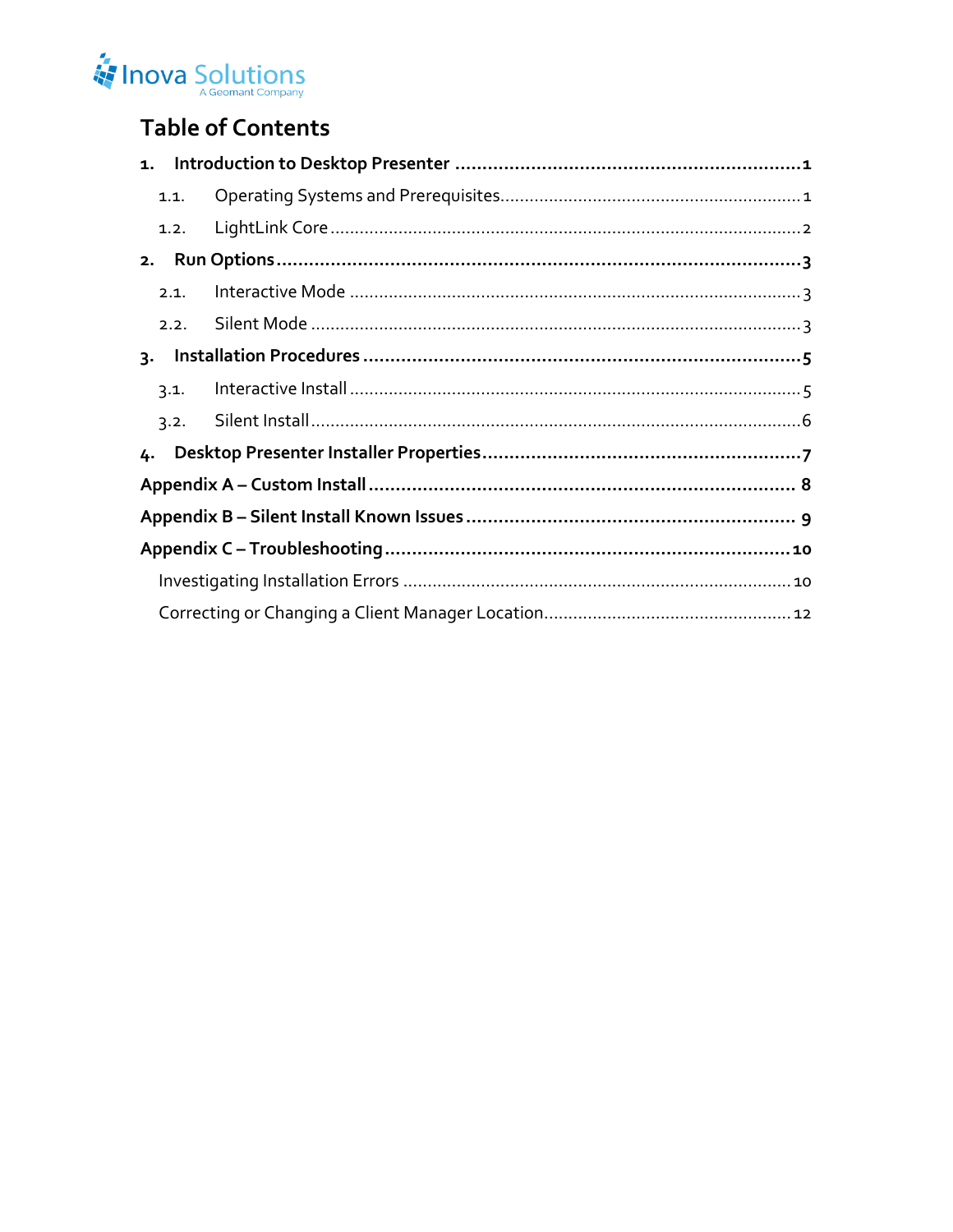# Table of Contents

1. **Introduction to Desktop Presenter** ........ 1
   - 1.1. Operating Systems and Prerequisites ........ 1
   - 1.2. LightLink Core ........ 2
2. **Run Options** ........ 3
   - 2.1. Interactive Mode ........ 3
   - 2.2. Silent Mode ........ 3
3. **Installation Procedures** ........ 5
   - 3.1. Interactive Install ........ 5
   - 3.2. Silent Install ........ 6
4. **Desktop Presenter Installer Properties** ........ 7

**Appendix A – Custom Install** ........ 8

**Appendix B – Silent Install Known Issues** ........ 9

**Appendix C – Troubleshooting** ........ 10

- Investigating Installation Errors ........ 10
- Correcting or Changing a Client Manager Location ........ 12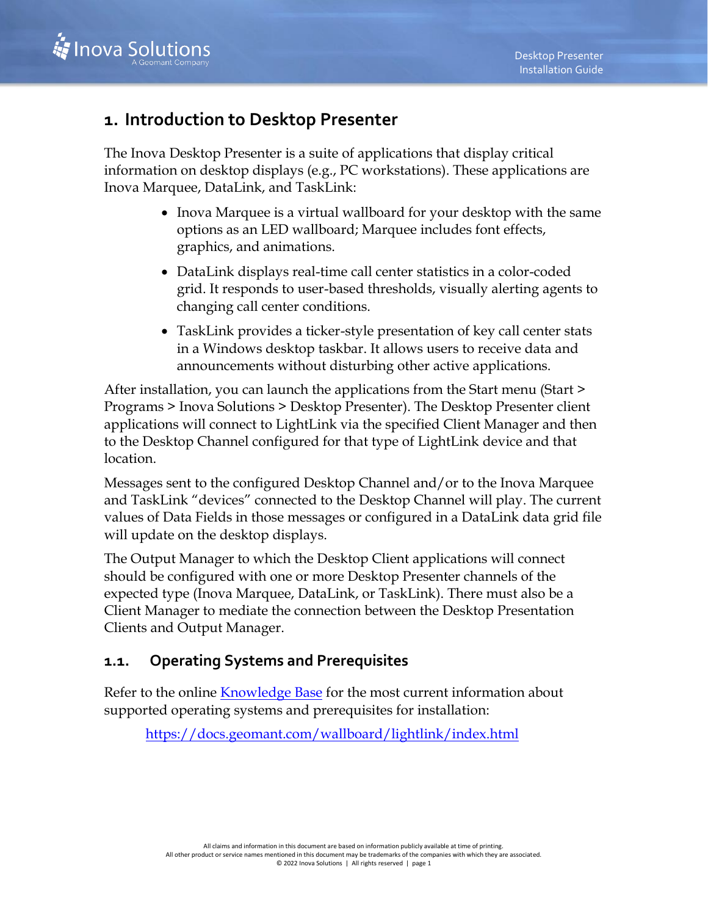# 1. Introduction to Desktop Presenter

The Inova Desktop Presenter is a suite of applications that display critical information on desktop displays (e.g., PC workstations). These applications are Inova Marquee, DataLink, and TaskLink:

- Inova Marquee is a virtual wallboard for your desktop with the same options as an LED wallboard; Marquee includes font effects, graphics, and animations.
- DataLink displays real-time call center statistics in a color-coded grid. It responds to user-based thresholds, visually alerting agents to changing call center conditions.
- TaskLink provides a ticker-style presentation of key call center stats in a Windows desktop taskbar. It allows users to receive data and announcements without disturbing other active applications.

After installation, you can launch the applications from the Start menu (Start > Programs > Inova Solutions > Desktop Presenter). The Desktop Presenter client applications will connect to LightLink via the specified Client Manager and then to the Desktop Channel configured for that type of LightLink device and that location.

Messages sent to the configured Desktop Channel and/or to the Inova Marquee and TaskLink "devices" connected to the Desktop Channel will play. The current values of Data Fields in those messages or configured in a DataLink data grid file will update on the desktop displays.

The Output Manager to which the Desktop Client applications will connect should be configured with one or more Desktop Presenter channels of the expected type (Inova Marquee, DataLink, or TaskLink). There must also be a Client Manager to mediate the connection between the Desktop Presentation Clients and Output Manager.

## 1.1. Operating Systems and Prerequisites

Refer to the online [Knowledge Base](https://docs.geomant.com/wallboard/lightlink/index.html) for the most current information about supported operating systems and prerequisites for installation:

https://docs.geomant.com/wallboard/lightlink/index.html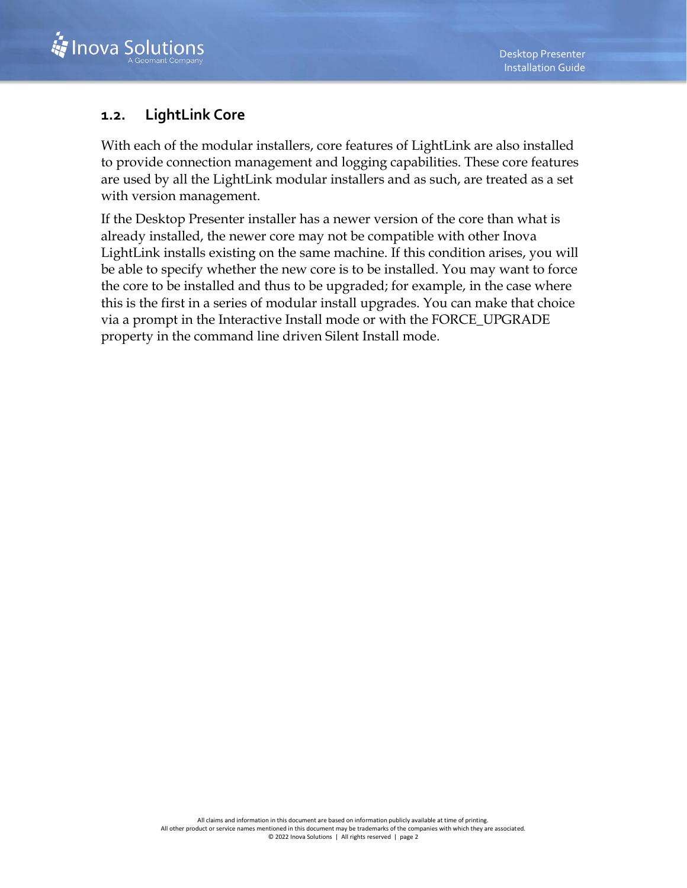## 1.2. LightLink Core

With each of the modular installers, core features of LightLink are also installed to provide connection management and logging capabilities. These core features are used by all the LightLink modular installers and as such, are treated as a set with version management.

If the Desktop Presenter installer has a newer version of the core than what is already installed, the newer core may not be compatible with other Inova LightLink installs existing on the same machine. If this condition arises, you will be able to specify whether the new core is to be installed. You may want to force the core to be installed and thus to be upgraded; for example, in the case where this is the first in a series of modular install upgrades. You can make that choice via a prompt in the Interactive Install mode or with the FORCE_UPGRADE property in the command line driven Silent Install mode.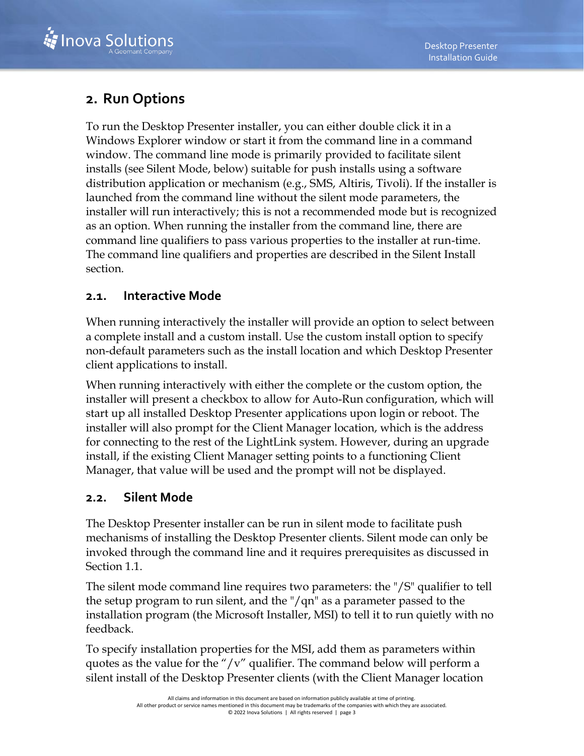## 2. Run Options

To run the Desktop Presenter installer, you can either double click it in a Windows Explorer window or start it from the command line in a command window. The command line mode is primarily provided to facilitate silent installs (see Silent Mode, below) suitable for push installs using a software distribution application or mechanism (e.g., SMS, Altiris, Tivoli). If the installer is launched from the command line without the silent mode parameters, the installer will run interactively; this is not a recommended mode but is recognized as an option. When running the installer from the command line, there are command line qualifiers to pass various properties to the installer at run-time. The command line qualifiers and properties are described in the Silent Install section.

### 2.1. Interactive Mode

When running interactively the installer will provide an option to select between a complete install and a custom install. Use the custom install option to specify non-default parameters such as the install location and which Desktop Presenter client applications to install.

When running interactively with either the complete or the custom option, the installer will present a checkbox to allow for Auto-Run configuration, which will start up all installed Desktop Presenter applications upon login or reboot. The installer will also prompt for the Client Manager location, which is the address for connecting to the rest of the LightLink system. However, during an upgrade install, if the existing Client Manager setting points to a functioning Client Manager, that value will be used and the prompt will not be displayed.

### 2.2. Silent Mode

The Desktop Presenter installer can be run in silent mode to facilitate push mechanisms of installing the Desktop Presenter clients. Silent mode can only be invoked through the command line and it requires prerequisites as discussed in Section 1.1.

The silent mode command line requires two parameters: the "/S" qualifier to tell the setup program to run silent, and the "/qn" as a parameter passed to the installation program (the Microsoft Installer, MSI) to tell it to run quietly with no feedback.

To specify installation properties for the MSI, add them as parameters within quotes as the value for the "/v" qualifier. The command below will perform a silent install of the Desktop Presenter clients (with the Client Manager location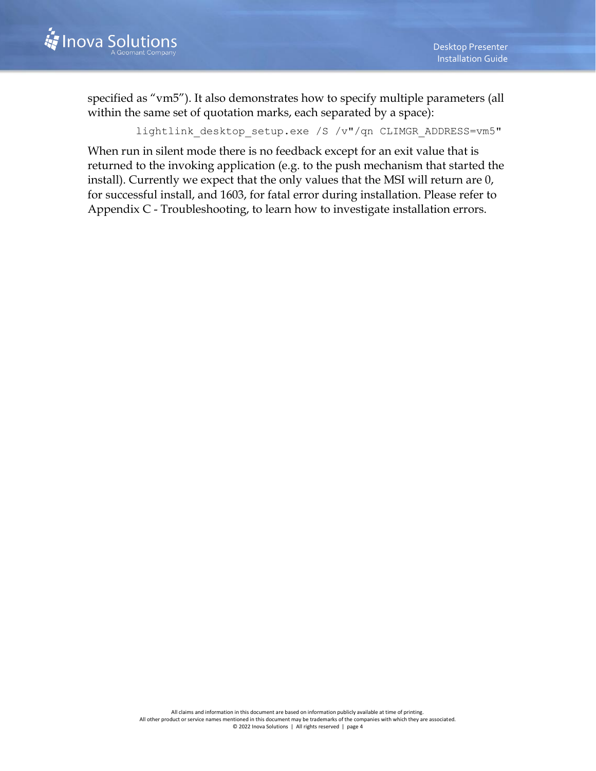specified as “vm5”). It also demonstrates how to specify multiple parameters (all within the same set of quotation marks, each separated by a space):

```
lightlink_desktop_setup.exe /S /v"/qn CLIMGR_ADDRESS=vm5"
```

When run in silent mode there is no feedback except for an exit value that is returned to the invoking application (e.g. to the push mechanism that started the install). Currently we expect that the only values that the MSI will return are 0, for successful install, and 1603, for fatal error during installation. Please refer to Appendix C - Troubleshooting, to learn how to investigate installation errors.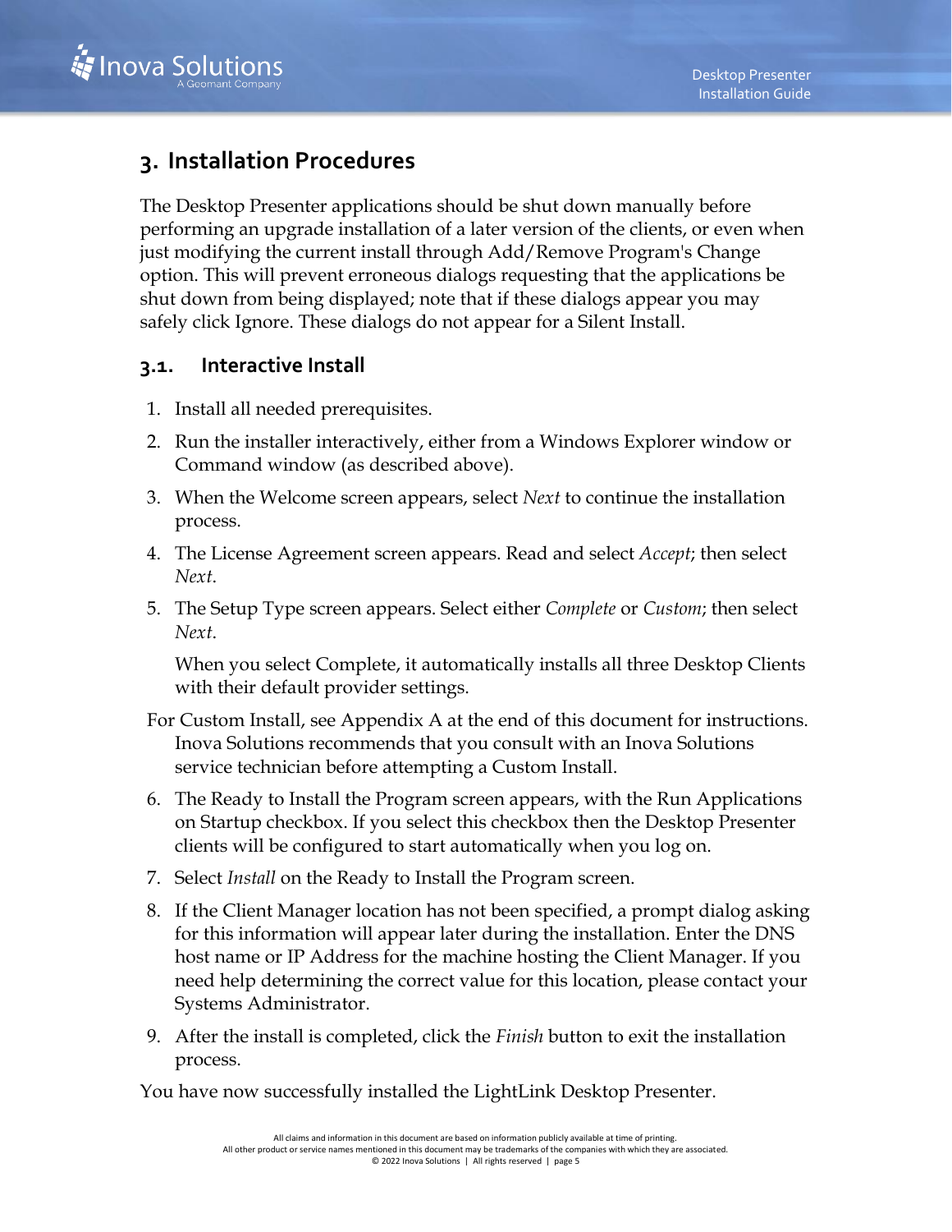# 3. Installation Procedures

The Desktop Presenter applications should be shut down manually before performing an upgrade installation of a later version of the clients, or even when just modifying the current install through Add/Remove Program's Change option. This will prevent erroneous dialogs requesting that the applications be shut down from being displayed; note that if these dialogs appear you may safely click Ignore. These dialogs do not appear for a Silent Install.

## 3.1. Interactive Install

1. Install all needed prerequisites.
2. Run the installer interactively, either from a Windows Explorer window or Command window (as described above).
3. When the Welcome screen appears, select *Next* to continue the installation process.
4. The License Agreement screen appears. Read and select *Accept*; then select *Next*.
5. The Setup Type screen appears. Select either *Complete* or *Custom*; then select *Next*.

   When you select Complete, it automatically installs all three Desktop Clients with their default provider settings.

   For Custom Install, see Appendix A at the end of this document for instructions. Inova Solutions recommends that you consult with an Inova Solutions service technician before attempting a Custom Install.

6. The Ready to Install the Program screen appears, with the Run Applications on Startup checkbox. If you select this checkbox then the Desktop Presenter clients will be configured to start automatically when you log on.
7. Select *Install* on the Ready to Install the Program screen.
8. If the Client Manager location has not been specified, a prompt dialog asking for this information will appear later during the installation. Enter the DNS host name or IP Address for the machine hosting the Client Manager. If you need help determining the correct value for this location, please contact your Systems Administrator.
9. After the install is completed, click the *Finish* button to exit the installation process.

You have now successfully installed the LightLink Desktop Presenter.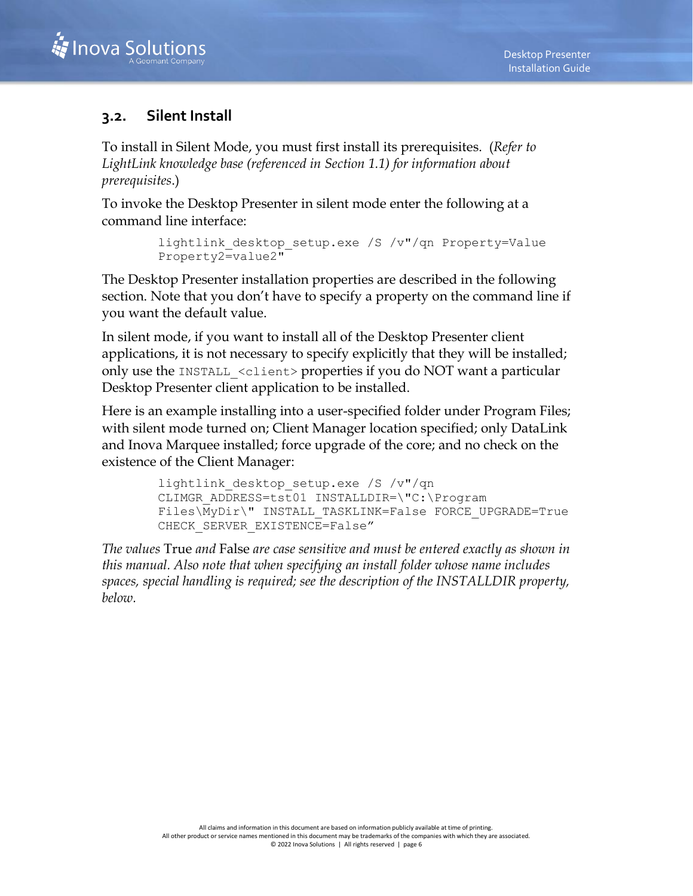## 3.2. Silent Install

To install in Silent Mode, you must first install its prerequisites. (*Refer to LightLink knowledge base (referenced in Section 1.1) for information about prerequisites.*)

To invoke the Desktop Presenter in silent mode enter the following at a command line interface:

```
lightlink_desktop_setup.exe /S /v"/qn Property=Value
Property2=value2"
```

The Desktop Presenter installation properties are described in the following section. Note that you don't have to specify a property on the command line if you want the default value.

In silent mode, if you want to install all of the Desktop Presenter client applications, it is not necessary to specify explicitly that they will be installed; only use the `INSTALL_<client>` properties if you do NOT want a particular Desktop Presenter client application to be installed.

Here is an example installing into a user-specified folder under Program Files; with silent mode turned on; Client Manager location specified; only DataLink and Inova Marquee installed; force upgrade of the core; and no check on the existence of the Client Manager:

```
lightlink_desktop_setup.exe /S /v"/qn
CLIMGR_ADDRESS=tst01 INSTALLDIR=\"C:\Program
Files\MyDir\" INSTALL_TASKLINK=False FORCE_UPGRADE=True
CHECK_SERVER_EXISTENCE=False”
```

*The values* True *and* False *are case sensitive and must be entered exactly as shown in this manual. Also note that when specifying an install folder whose name includes spaces, special handling is required; see the description of the INSTALLDIR property, below.*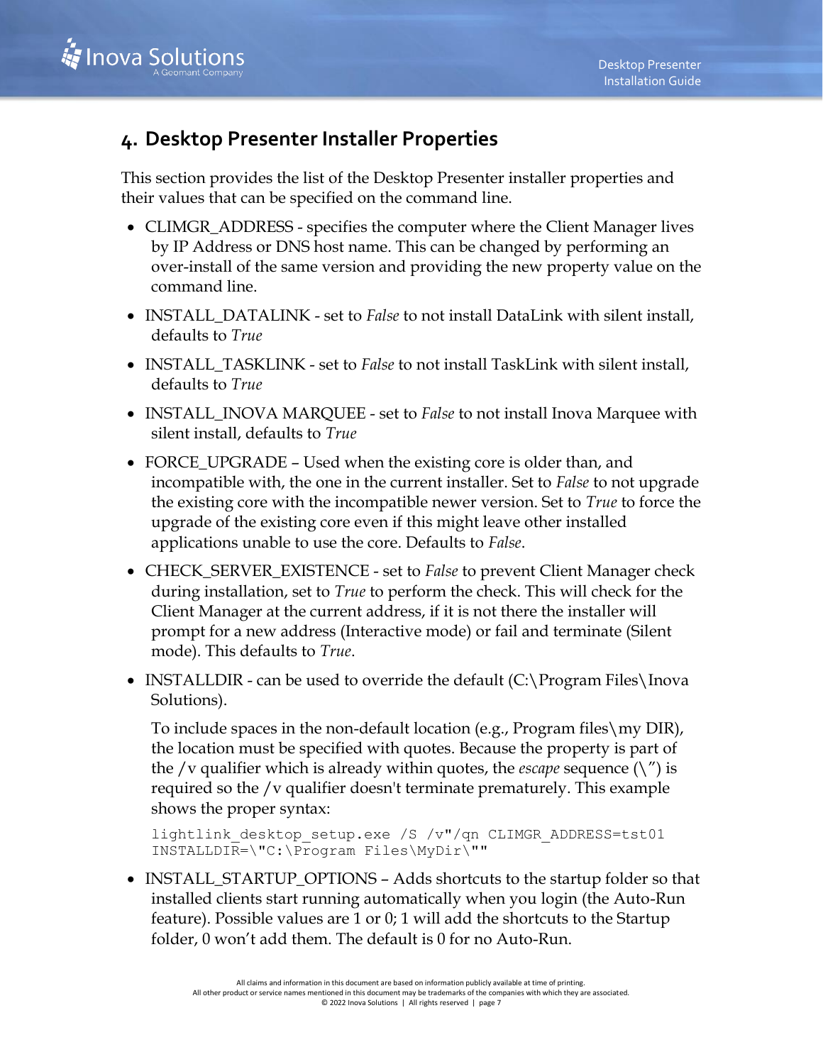# 4. Desktop Presenter Installer Properties

This section provides the list of the Desktop Presenter installer properties and their values that can be specified on the command line.

- CLIMGR_ADDRESS - specifies the computer where the Client Manager lives by IP Address or DNS host name. This can be changed by performing an over-install of the same version and providing the new property value on the command line.
- INSTALL_DATALINK - set to *False* to not install DataLink with silent install, defaults to *True*
- INSTALL_TASKLINK - set to *False* to not install TaskLink with silent install, defaults to *True*
- INSTALL_INOVA MARQUEE - set to *False* to not install Inova Marquee with silent install, defaults to *True*
- FORCE_UPGRADE – Used when the existing core is older than, and incompatible with, the one in the current installer. Set to *False* to not upgrade the existing core with the incompatible newer version. Set to *True* to force the upgrade of the existing core even if this might leave other installed applications unable to use the core. Defaults to *False*.
- CHECK_SERVER_EXISTENCE - set to *False* to prevent Client Manager check during installation, set to *True* to perform the check. This will check for the Client Manager at the current address, if it is not there the installer will prompt for a new address (Interactive mode) or fail and terminate (Silent mode). This defaults to *True*.
- INSTALLDIR - can be used to override the default (C:\Program Files\Inova Solutions).

  To include spaces in the non-default location (e.g., Program files\my DIR), the location must be specified with quotes. Because the property is part of the /v qualifier which is already within quotes, the *escape* sequence (\") is required so the /v qualifier doesn't terminate prematurely. This example shows the proper syntax:

  ```
  lightlink_desktop_setup.exe /S /v"/qn CLIMGR_ADDRESS=tst01
  INSTALLDIR=\"C:\Program Files\MyDir\""
  ```

- INSTALL_STARTUP_OPTIONS – Adds shortcuts to the startup folder so that installed clients start running automatically when you login (the Auto-Run feature). Possible values are 1 or 0; 1 will add the shortcuts to the Startup folder, 0 won't add them. The default is 0 for no Auto-Run.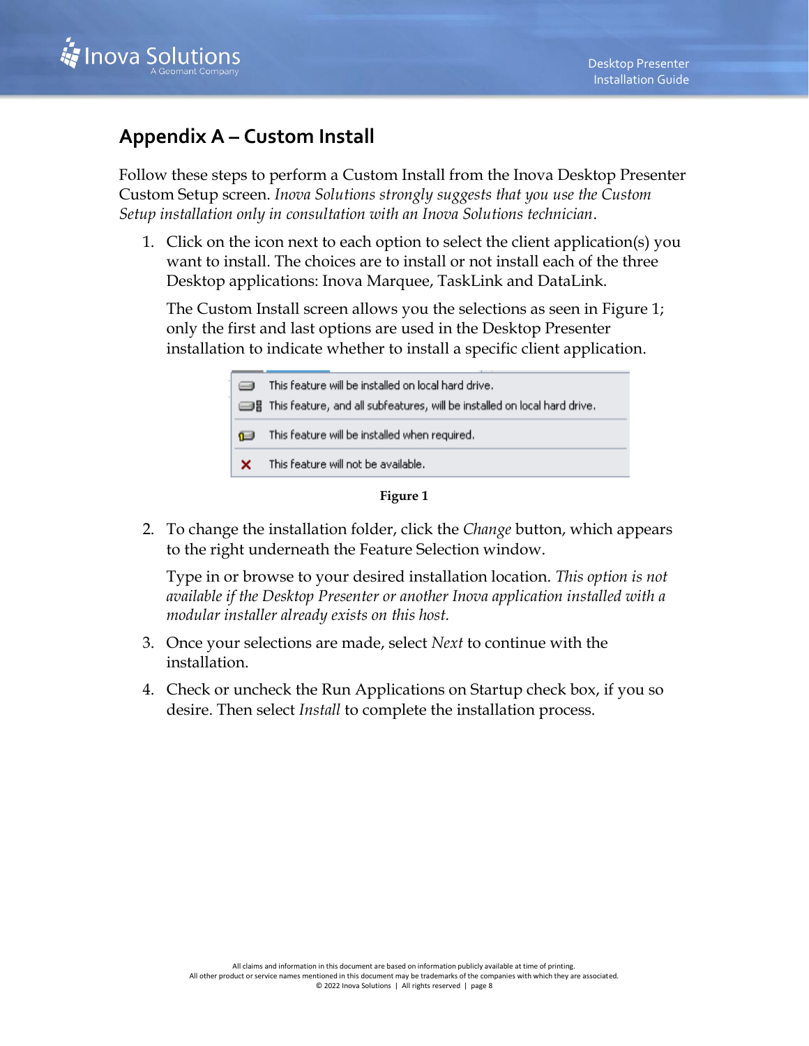# Appendix A – Custom Install

Follow these steps to perform a Custom Install from the Inova Desktop Presenter Custom Setup screen. *Inova Solutions strongly suggests that you use the Custom Setup installation only in consultation with an Inova Solutions technician*.

1. Click on the icon next to each option to select the client application(s) you want to install. The choices are to install or not install each of the three Desktop applications: Inova Marquee, TaskLink and DataLink.

   The Custom Install screen allows you the selections as seen in Figure 1; only the first and last options are used in the Desktop Presenter installation to indicate whether to install a specific client application.

   This feature will be installed on local hard drive.
   This feature, and all subfeatures, will be installed on local hard drive.
   This feature will be installed when required.
   This feature will not be available.

   **Figure 1**

2. To change the installation folder, click the *Change* button, which appears to the right underneath the Feature Selection window.

   Type in or browse to your desired installation location. *This option is not available if the Desktop Presenter or another Inova application installed with a modular installer already exists on this host.*

3. Once your selections are made, select *Next* to continue with the installation.
4. Check or uncheck the Run Applications on Startup check box, if you so desire. Then select *Install* to complete the installation process.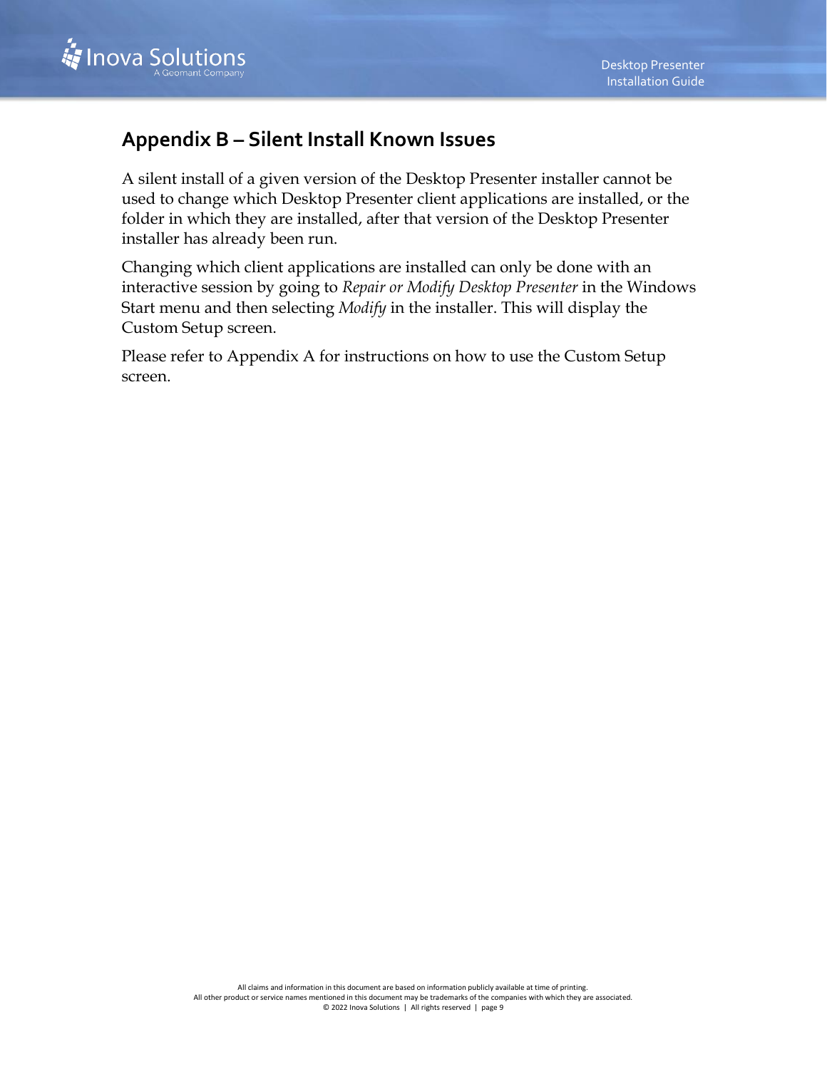## Appendix B – Silent Install Known Issues

A silent install of a given version of the Desktop Presenter installer cannot be used to change which Desktop Presenter client applications are installed, or the folder in which they are installed, after that version of the Desktop Presenter installer has already been run.

Changing which client applications are installed can only be done with an interactive session by going to *Repair or Modify Desktop Presenter* in the Windows Start menu and then selecting *Modify* in the installer. This will display the Custom Setup screen.

Please refer to Appendix A for instructions on how to use the Custom Setup screen.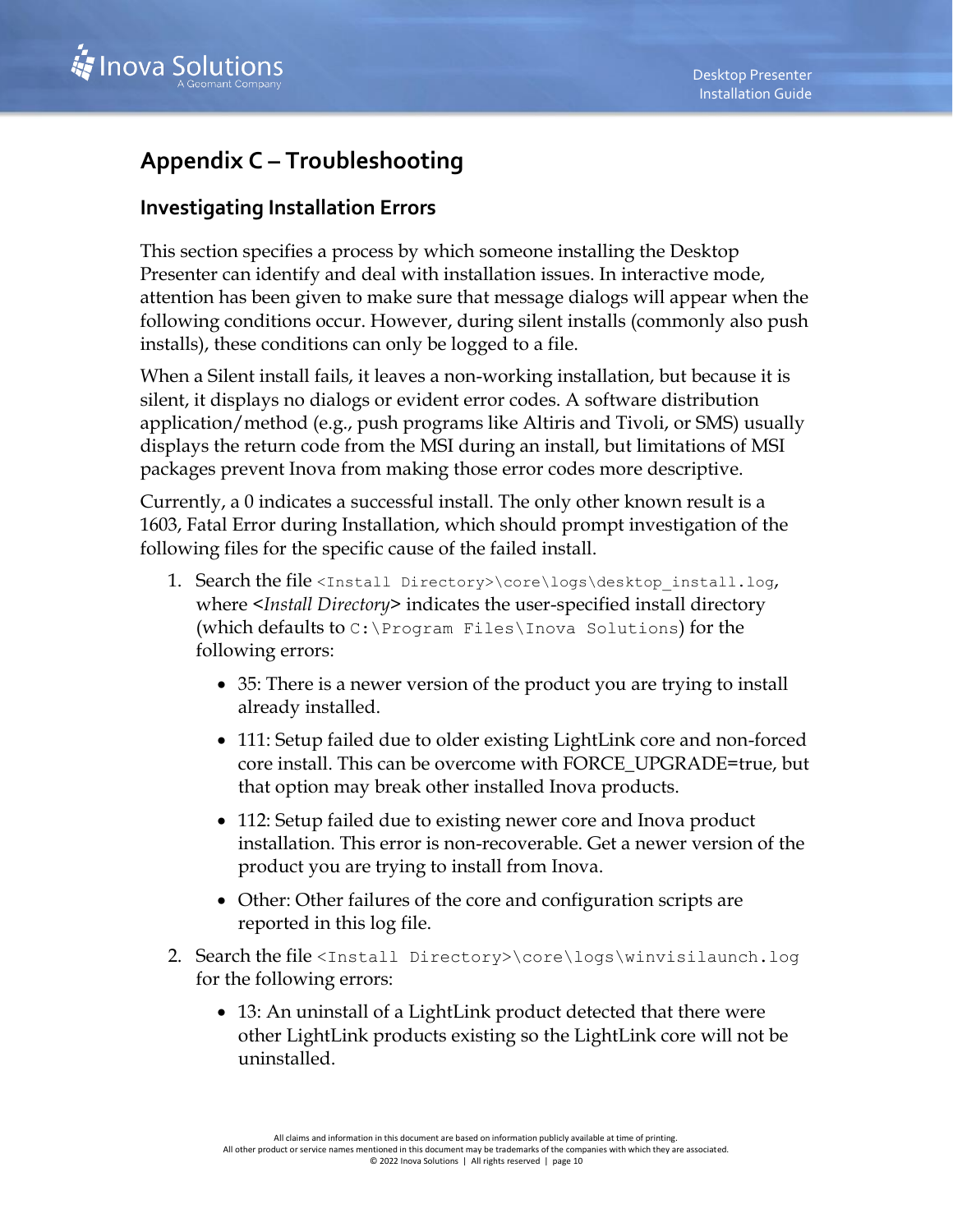# Appendix C – Troubleshooting

## Investigating Installation Errors

This section specifies a process by which someone installing the Desktop Presenter can identify and deal with installation issues. In interactive mode, attention has been given to make sure that message dialogs will appear when the following conditions occur. However, during silent installs (commonly also push installs), these conditions can only be logged to a file.

When a Silent install fails, it leaves a non-working installation, but because it is silent, it displays no dialogs or evident error codes. A software distribution application/method (e.g., push programs like Altiris and Tivoli, or SMS) usually displays the return code from the MSI during an install, but limitations of MSI packages prevent Inova from making those error codes more descriptive.

Currently, a 0 indicates a successful install. The only other known result is a 1603, Fatal Error during Installation, which should prompt investigation of the following files for the specific cause of the failed install.

1. Search the file `<Install Directory>\core\logs\desktop_install.log`, where <*Install Directory*> indicates the user-specified install directory (which defaults to `C:\Program Files\Inova Solutions`) for the following errors:
   - 35: There is a newer version of the product you are trying to install already installed.
   - 111: Setup failed due to older existing LightLink core and non-forced core install. This can be overcome with FORCE_UPGRADE=true, but that option may break other installed Inova products.
   - 112: Setup failed due to existing newer core and Inova product installation. This error is non-recoverable. Get a newer version of the product you are trying to install from Inova.
   - Other: Other failures of the core and configuration scripts are reported in this log file.
2. Search the file `<Install Directory>\core\logs\winvisilaunch.log` for the following errors:
   - 13: An uninstall of a LightLink product detected that there were other LightLink products existing so the LightLink core will not be uninstalled.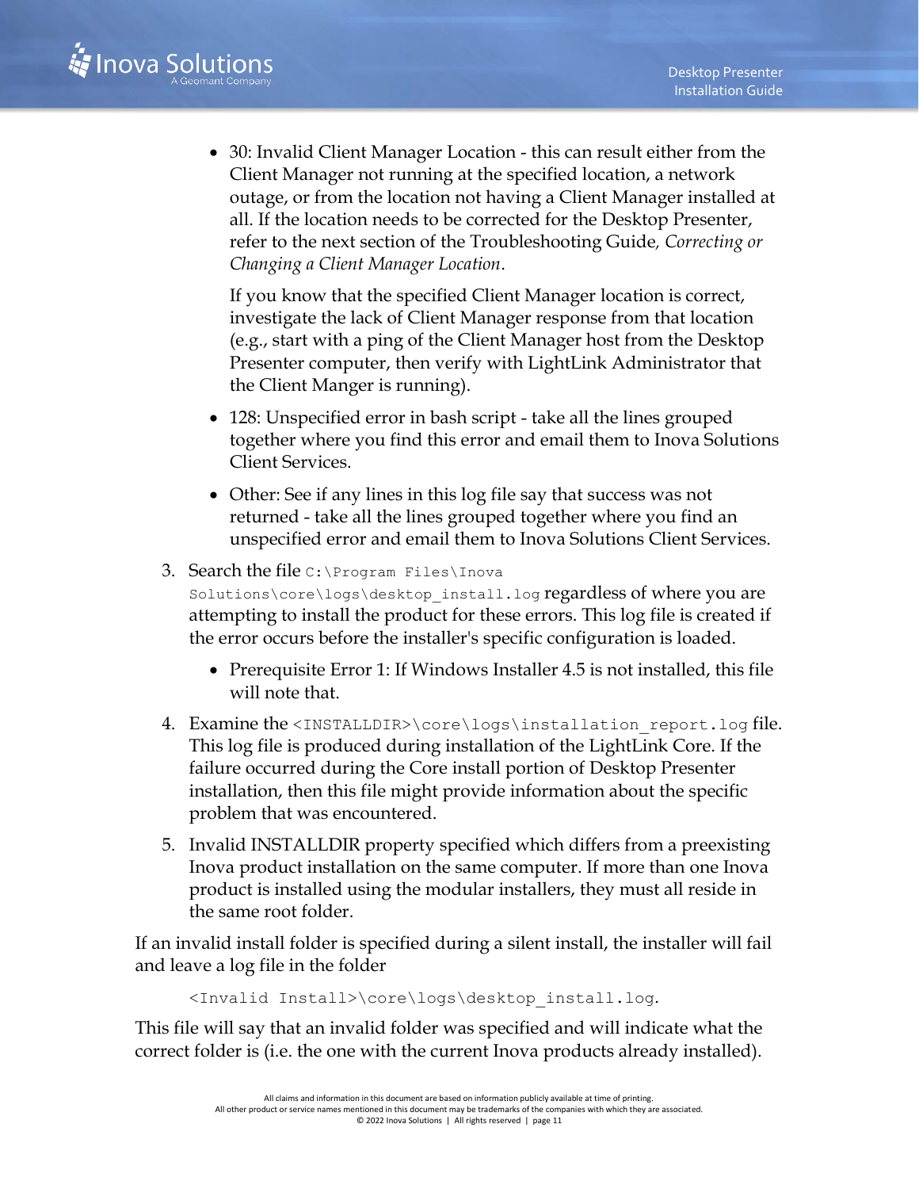- 30: Invalid Client Manager Location - this can result either from the Client Manager not running at the specified location, a network outage, or from the location not having a Client Manager installed at all. If the location needs to be corrected for the Desktop Presenter, refer to the next section of the Troubleshooting Guide, *Correcting or Changing a Client Manager Location*.

  If you know that the specified Client Manager location is correct, investigate the lack of Client Manager response from that location (e.g., start with a ping of the Client Manager host from the Desktop Presenter computer, then verify with LightLink Administrator that the Client Manger is running).

- 128: Unspecified error in bash script - take all the lines grouped together where you find this error and email them to Inova Solutions Client Services.

- Other: See if any lines in this log file say that success was not returned - take all the lines grouped together where you find an unspecified error and email them to Inova Solutions Client Services.

3. Search the file `C:\Program Files\Inova Solutions\core\logs\desktop_install.log` regardless of where you are attempting to install the product for these errors. This log file is created if the error occurs before the installer's specific configuration is loaded.

   - Prerequisite Error 1: If Windows Installer 4.5 is not installed, this file will note that.

4. Examine the `<INSTALLDIR>\core\logs\installation_report.log` file. This log file is produced during installation of the LightLink Core. If the failure occurred during the Core install portion of Desktop Presenter installation, then this file might provide information about the specific problem that was encountered.

5. Invalid INSTALLDIR property specified which differs from a preexisting Inova product installation on the same computer. If more than one Inova product is installed using the modular installers, they must all reside in the same root folder.

If an invalid install folder is specified during a silent install, the installer will fail and leave a log file in the folder

```
<Invalid Install>\core\logs\desktop_install.log.
```

This file will say that an invalid folder was specified and will indicate what the correct folder is (i.e. the one with the current Inova products already installed).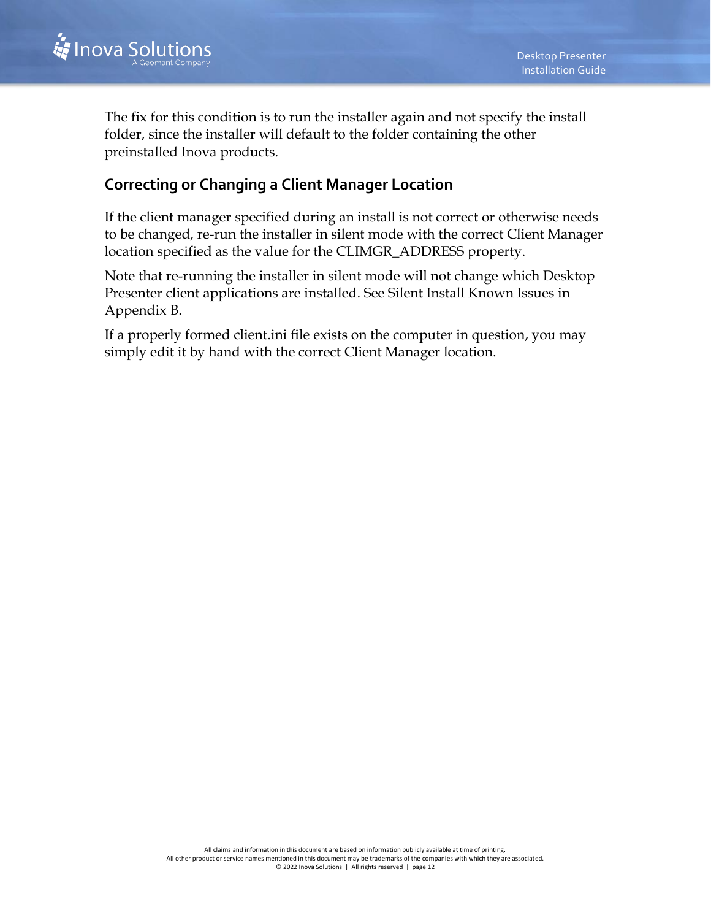The fix for this condition is to run the installer again and not specify the install folder, since the installer will default to the folder containing the other preinstalled Inova products.

## Correcting or Changing a Client Manager Location

If the client manager specified during an install is not correct or otherwise needs to be changed, re-run the installer in silent mode with the correct Client Manager location specified as the value for the CLIMGR_ADDRESS property.

Note that re-running the installer in silent mode will not change which Desktop Presenter client applications are installed. See Silent Install Known Issues in Appendix B.

If a properly formed client.ini file exists on the computer in question, you may simply edit it by hand with the correct Client Manager location.